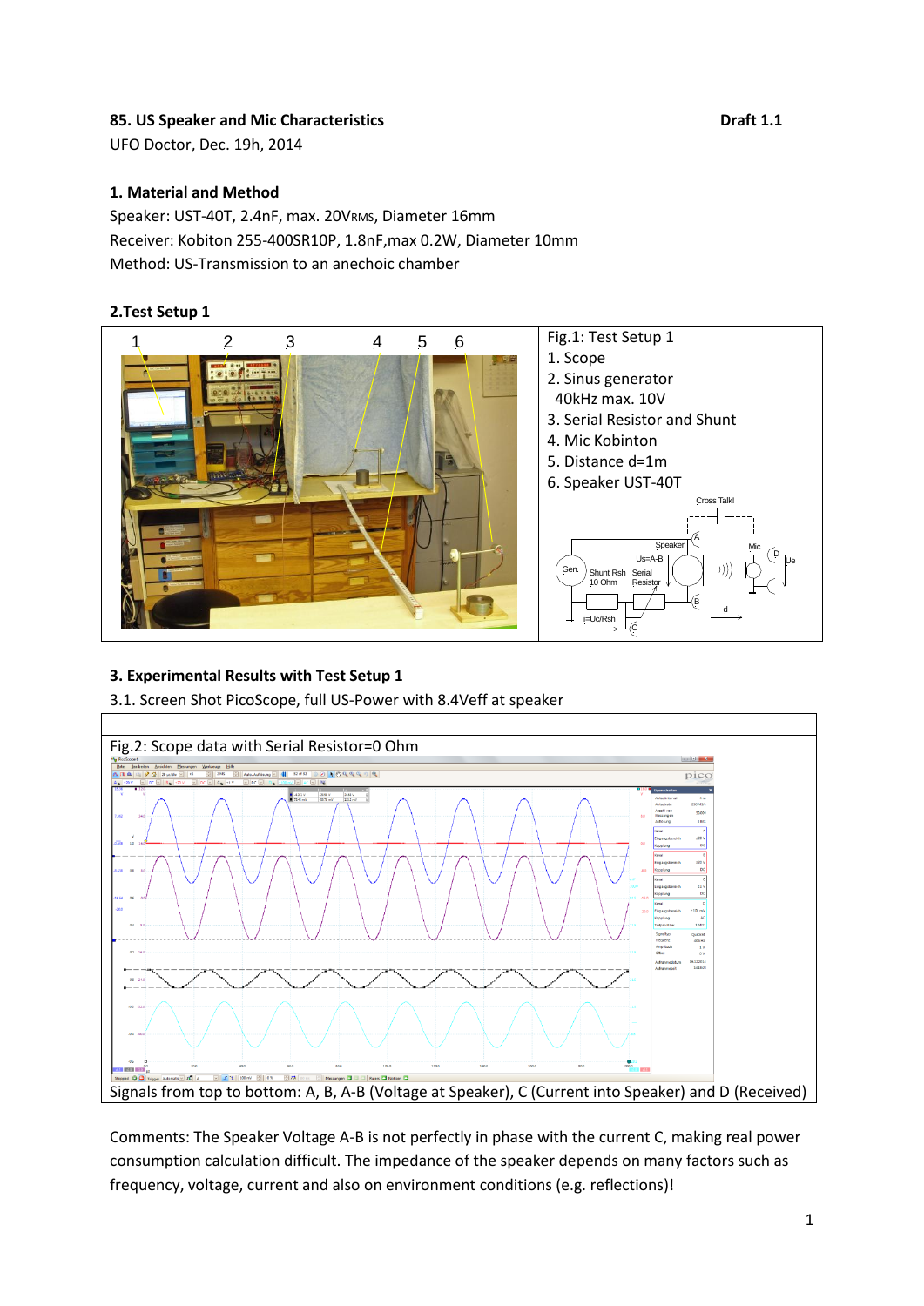**85. US Speaker and Mic Characteristics** **Draft 1.1**

UFO Doctor, Dec. 19h, 2014

### 1. Material and Method

Speaker: UST-40T, 2.4nF, max. $20V_{RMS}$, Diameter 16mm

Receiver: Kobiton 255-400SR10P, 1.8nF,max 0.2W, Diameter 10mm

Method: US-Transmission to an anechoic chamber

### 2.Test Setup 1

Fig.1: Test Setup 1

1. Scope
2. Sinus generator
   40kHz max. 10V
3. Serial Resistor and Shunt
4. Mic Kobinton
5. Distance d=1m
6. Speaker UST-40T

### 3. Experimental Results with Test Setup 1

3.1. Screen Shot PicoScope, full US-Power with 8.4Veff at speaker

Fig.2: Scope data with Serial Resistor=0 Ohm

Signals from top to bottom: A, B, A-B (Voltage at Speaker), C (Current into Speaker) and D (Received)

Comments: The Speaker Voltage A-B is not perfectly in phase with the current C, making real power consumption calculation difficult. The impedance of the speaker depends on many factors such as frequency, voltage, current and also on environment conditions (e.g. reflections)!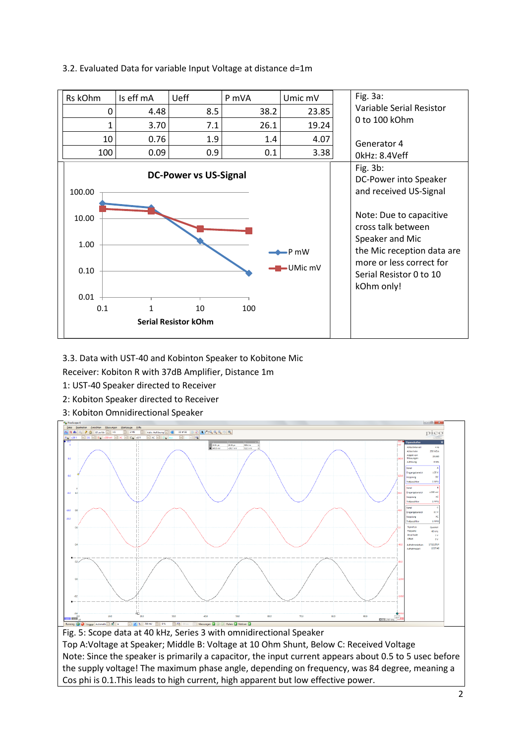3.2. Evaluated Data for variable Input Voltage at distance d=1m

| Rs kOhm | Is eff mA | Ueff | P mVA | Umic mV |
|---|---|---|---|---|
| 0 | 4.48 | 8.5 | 38.2 | 23.85 |
| 1 | 3.70 | 7.1 | 26.1 | 19.24 |
| 10 | 0.76 | 1.9 | 1.4 | 4.07 |
| 100 | 0.09 | 0.9 | 0.1 | 3.38 |

Fig. 3a:
Variable Serial Resistor
0 to 100 kOhm

Generator 40kHz: 8.4Veff

Fig. 3b:
DC-Power into Speaker and received US-Signal

Note: Due to capacitive cross talk between Speaker and Mic the Mic reception data are more or less correct for Serial Resistor 0 to 10 kOhm only!

3.3. Data with UST-40 and Kobinton Speaker to Kobitone Mic

Receiver: Kobiton R with 37dB Amplifier, Distance 1m

1: UST-40 Speaker directed to Receiver

2: Kobiton Speaker directed to Receiver

3: Kobiton Omnidirectional Speaker

Fig. 5: Scope data at 40 kHz, Series 3 with omnidirectional Speaker

Top A:Voltage at Speaker; Middle B: Voltage at 10 Ohm Shunt, Below C: Received Voltage

Note: Since the speaker is primarily a capacitor, the input current appears about 0.5 to 5 usec before the supply voltage! The maximum phase angle, depending on frequency, was 84 degree, meaning a Cos phi is 0.1.This leads to high current, high apparent but low effective power.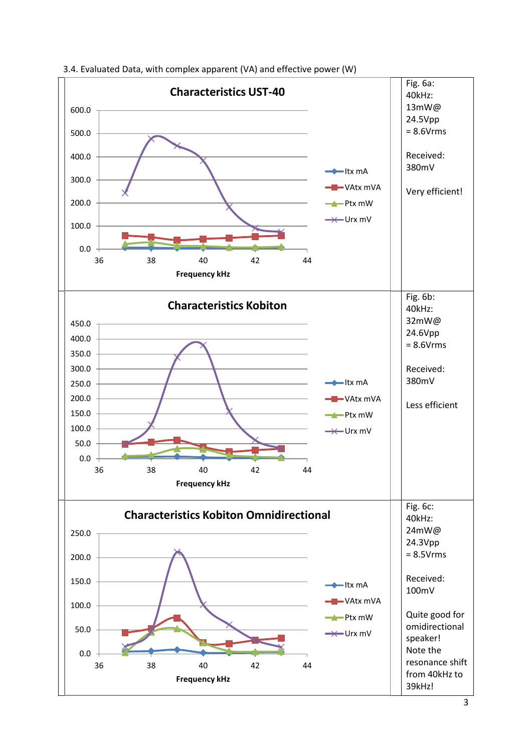3.4. Evaluated Data, with complex apparent (VA) and effective power (W)

| Chart | Notes |
| --- | --- |
| Characteristics UST-40 | Fig. 6a: 40kHz: 13mW@ 24.5Vpp = 8.6Vrms<br><br>Received: 380mV<br><br>Very efficient! |
| Characteristics Kobiton | Fig. 6b: 40kHz: 32mW@ 24.6Vpp = 8.6Vrms<br><br>Received: 380mV<br><br>Less efficient |
| Characteristics Kobiton Omnidirectional | Fig. 6c: 40kHz: 24mW@ 24.3Vpp = 8.5Vrms<br><br>Received: 100mV<br><br>Quite good for omidirectional speaker! Note the resonance shift from 40kHz to 39kHz! |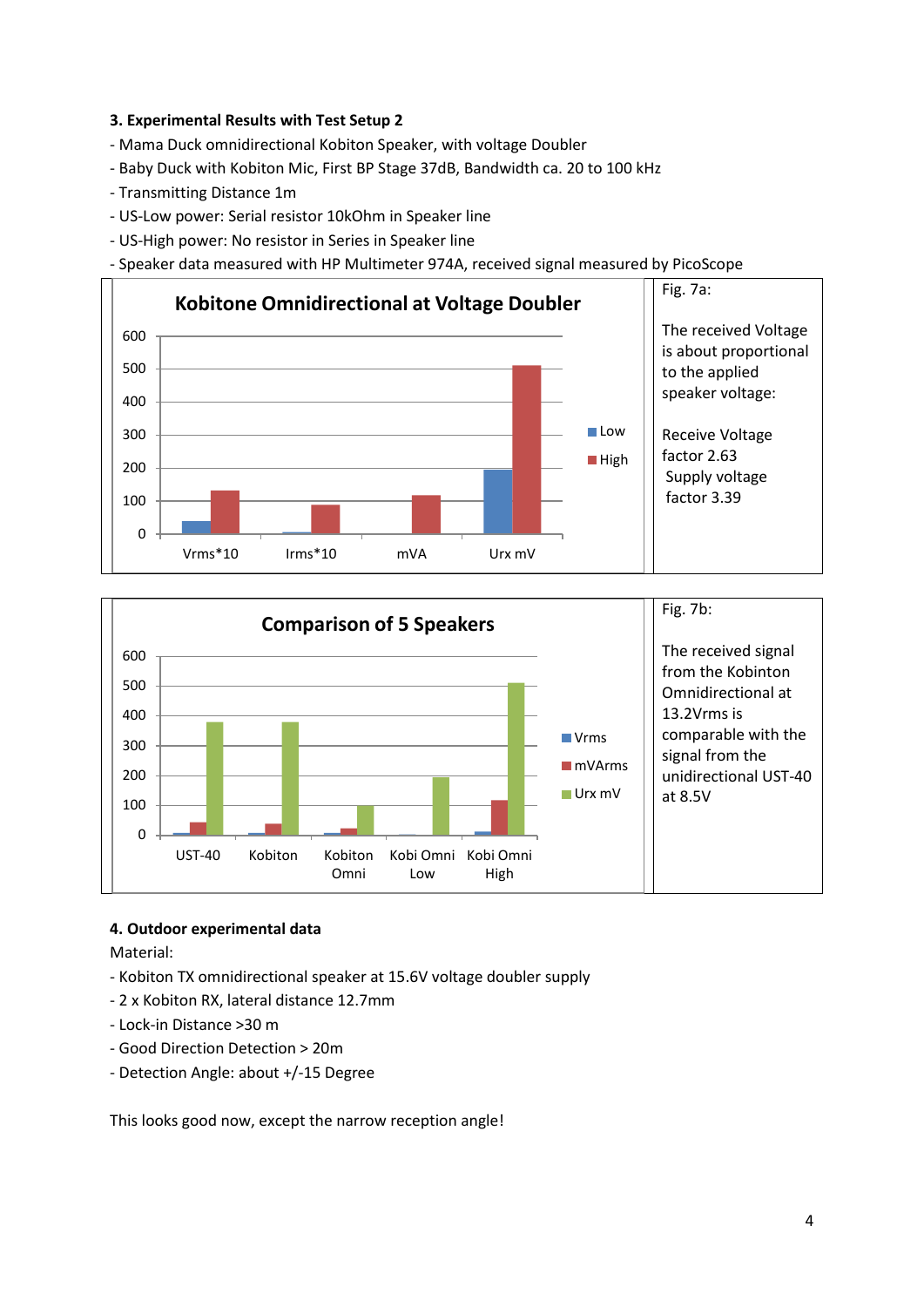**3. Experimental Results with Test Setup 2**

- Mama Duck omnidirectional Kobiton Speaker, with voltage Doubler
- Baby Duck with Kobiton Mic, First BP Stage 37dB, Bandwidth ca. 20 to 100 kHz
- Transmitting Distance 1m
- US-Low power: Serial resistor 10kOhm in Speaker line
- US-High power: No resistor in Series in Speaker line
- Speaker data measured with HP Multimeter 974A, received signal measured by PicoScope

Kobitone Omnidirectional at Voltage Doubler

600
500
400
300
200
100
0

Vrms*10
Irms*10
mVA
Urx mV

Low
High

Fig. 7a:

The received Voltage is about proportional to the applied speaker voltage:

Receive Voltage factor 2.63
Supply voltage factor 3.39

Comparison of 5 Speakers

600
500
400
300
200
100
0

UST-40
Kobiton
Kobiton Omni
Kobi Omni Low
Kobi Omni High

Vrms
mVArms
Urx mV

Fig. 7b:

The received signal from the Kobinton Omnidirectional at 13.2Vrms is comparable with the signal from the unidirectional UST-40 at 8.5V

**4. Outdoor experimental data**

Material:

- Kobiton TX omnidirectional speaker at 15.6V voltage doubler supply
- 2 x Kobiton RX, lateral distance 12.7mm
- Lock-in Distance >30 m
- Good Direction Detection > 20m
- Detection Angle: about +/-15 Degree

This looks good now, except the narrow reception angle!